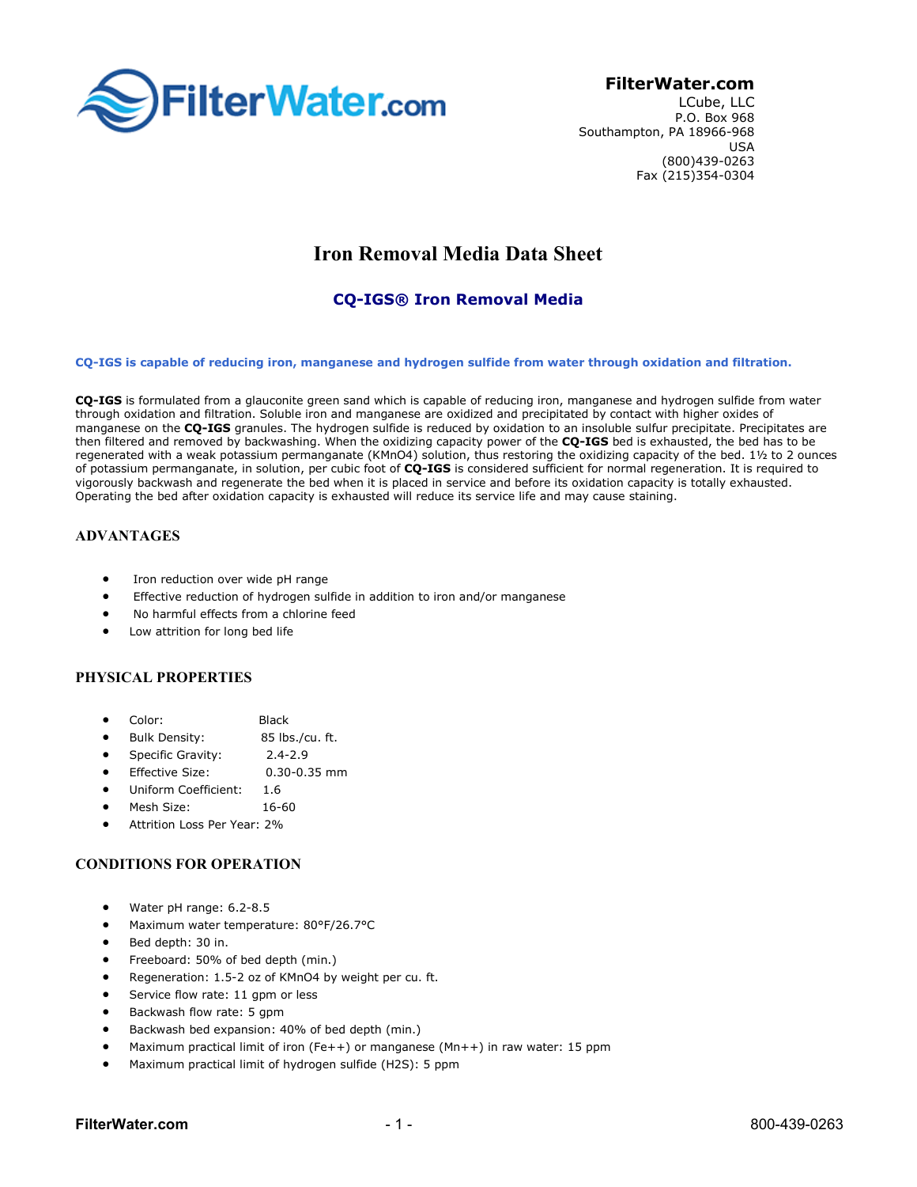**FilterWater.com**
LCube, LLC
P.O. Box 968
Southampton, PA 18966-968
USA
(800)439-0263
Fax (215)354-0304

# Iron Removal Media Data Sheet

## CQ-IGS® Iron Removal Media

**CQ-IGS is capable of reducing iron, manganese and hydrogen sulfide from water through oxidation and filtration.**

**CQ-IGS** is formulated from a glauconite green sand which is capable of reducing iron, manganese and hydrogen sulfide from water through oxidation and filtration. Soluble iron and manganese are oxidized and precipitated by contact with higher oxides of manganese on the **CQ-IGS** granules. The hydrogen sulfide is reduced by oxidation to an insoluble sulfur precipitate. Precipitates are then filtered and removed by backwashing. When the oxidizing capacity power of the **CQ-IGS** bed is exhausted, the bed has to be regenerated with a weak potassium permanganate ($KMnO_4$) solution, thus restoring the oxidizing capacity of the bed. 1½ to 2 ounces of potassium permanganate, in solution, per cubic foot of **CQ-IGS** is considered sufficient for normal regeneration. It is required to vigorously backwash and regenerate the bed when it is placed in service and before its oxidation capacity is totally exhausted. Operating the bed after oxidation capacity is exhausted will reduce its service life and may cause staining.

### ADVANTAGES

- Iron reduction over wide pH range
- Effective reduction of hydrogen sulfide in addition to iron and/or manganese
- No harmful effects from a chlorine feed
- Low attrition for long bed life

### PHYSICAL PROPERTIES

- Color: Black
- Bulk Density: 85 lbs./cu. ft.
- Specific Gravity: 2.4-2.9
- Effective Size: 0.30-0.35 mm
- Uniform Coefficient: 1.6
- Mesh Size: 16-60
- Attrition Loss Per Year: 2%

### CONDITIONS FOR OPERATION

- Water pH range: 6.2-8.5
- Maximum water temperature: 80°F/26.7°C
- Bed depth: 30 in.
- Freeboard: 50% of bed depth (min.)
- Regeneration: 1.5-2 oz of $KMnO_4$ by weight per cu. ft.
- Service flow rate: 11 gpm or less
- Backwash flow rate: 5 gpm
- Backwash bed expansion: 40% of bed depth (min.)
- Maximum practical limit of iron ($Fe^{++}$) or manganese ($Mn^{++}$) in raw water: 15 ppm
- Maximum practical limit of hydrogen sulfide ($H_2S$): 5 ppm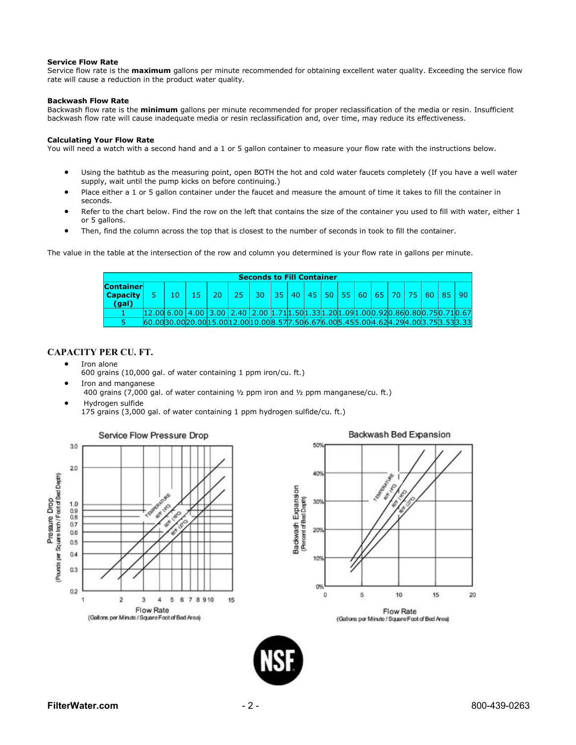**Service Flow Rate**
Service flow rate is the **maximum** gallons per minute recommended for obtaining excellent water quality. Exceeding the service flow rate will cause a reduction in the product water quality.

**Backwash Flow Rate**
Backwash flow rate is the **minimum** gallons per minute recommended for proper reclassification of the media or resin. Insufficient backwash flow rate will cause inadequate media or resin reclassification and, over time, may reduce its effectiveness.

**Calculating Your Flow Rate**
You will need a watch with a second hand and a 1 or 5 gallon container to measure your flow rate with the instructions below.

- Using the bathtub as the measuring point, open BOTH the hot and cold water faucets completely (If you have a well water supply, wait until the pump kicks on before continuing.)
- Place either a 1 or 5 gallon container under the faucet and measure the amount of time it takes to fill the container in seconds.
- Refer to the chart below. Find the row on the left that contains the size of the container you used to fill with water, either 1 or 5 gallons.
- Then, find the column across the top that is closest to the number of seconds in took to fill the container.

The value in the table at the intersection of the row and column you determined is your flow rate in gallons per minute.

| | Seconds to Fill Container | | | | | | | | | | | | | | | | | |
|---|---|---|---|---|---|---|---|---|---|---|---|---|---|---|---|---|---|---|
| Container Capacity (gal) | 5 | 10 | 15 | 20 | 25 | 30 | 35 | 40 | 45 | 50 | 55 | 60 | 65 | 70 | 75 | 80 | 85 | 90 |
| 1 | 12.00 | 6.00 | 4.00 | 3.00 | 2.40 | 2.00 | 1.71 | 1.50 | 1.33 | 1.20 | 1.09 | 1.00 | 0.92 | 0.86 | 0.80 | 0.75 | 0.71 | 0.67 |
| 5 | 60.00 | 30.00 | 20.00 | 15.00 | 12.00 | 10.00 | 8.57 | 7.50 | 6.67 | 6.00 | 5.45 | 5.00 | 4.62 | 4.29 | 4.00 | 3.75 | 3.53 | 3.33 |

## CAPACITY PER CU. FT.

- Iron alone
  600 grains (10,000 gal. of water containing 1 ppm iron/cu. ft.)
- Iron and manganese
  400 grains (7,000 gal. of water containing ½ ppm iron and ½ ppm manganese/cu. ft.)
- Hydrogen sulfide
  175 grains (3,000 gal. of water containing 1 ppm hydrogen sulfide/cu. ft.)

Service Flow Pressure Drop

Pressure Drop (Pounds per Square Inch / Foot of Bed Depth)

3.0
2.0
1.0
0.9
0.8
0.7
0.6
0.5
0.4
0.3
0.2

TEMPERATURE
40°F (4°C)
60°F (16°C)
80°F (27°C)

1 2 3 4 5 6 7 8 9 10 15

Flow Rate
(Gallons per Minute / Square Foot of Bed Area)

Backwash Bed Expansion

Backwash Expansion (Percent of Bed Depth)

50%
40%
30%
20%
10%
0%

TEMPERATURE
40°F (4°C)
60°F (16°C)
80°F (27°C)

0 5 10 15 20

Flow Rate
(Gallons per Minute / Square Foot of Bed Area)

NSF

FilterWater.com 800-439-0263